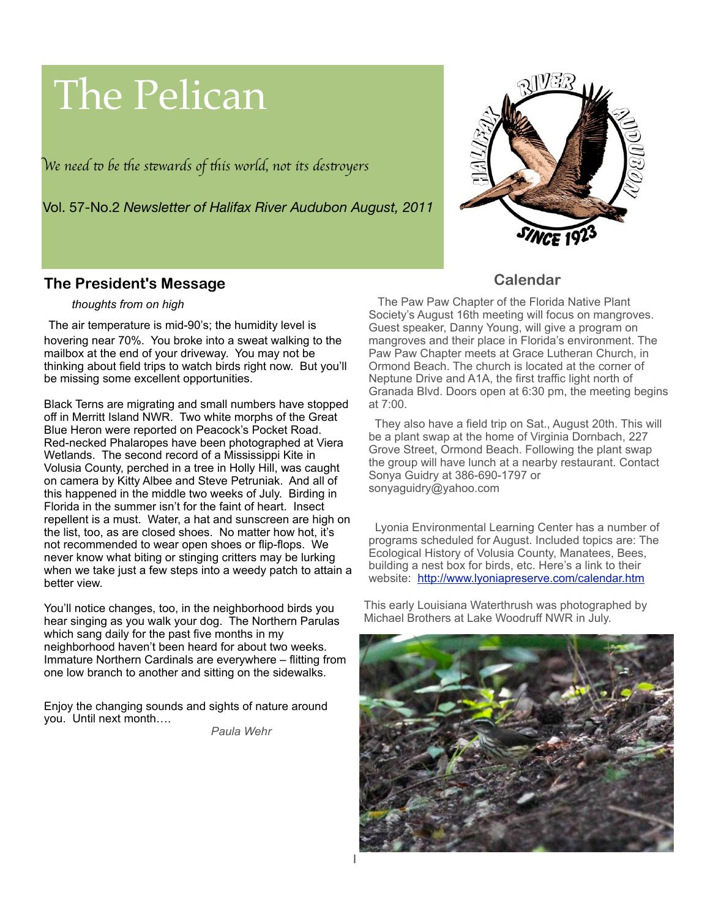# The Pelican

*We need to be the stewards of this world, not its destroyers*

Vol. 57-No.2 *Newsletter of Halifax River Audubon August, 2011*

## The President's Message

*thoughts from on high*

The air temperature is mid-90's; the humidity level is hovering near 70%. You broke into a sweat walking to the mailbox at the end of your driveway. You may not be thinking about field trips to watch birds right now. But you'll be missing some excellent opportunities.

Black Terns are migrating and small numbers have stopped off in Merritt Island NWR. Two white morphs of the Great Blue Heron were reported on Peacock's Pocket Road. Red-necked Phalaropes have been photographed at Viera Wetlands. The second record of a Mississippi Kite in Volusia County, perched in a tree in Holly Hill, was caught on camera by Kitty Albee and Steve Petruniak. And all of this happened in the middle two weeks of July. Birding in Florida in the summer isn't for the faint of heart. Insect repellent is a must. Water, a hat and sunscreen are high on the list, too, as are closed shoes. No matter how hot, it's not recommended to wear open shoes or flip-flops. We never know what biting or stinging critters may be lurking when we take just a few steps into a weedy patch to attain a better view.

You'll notice changes, too, in the neighborhood birds you hear singing as you walk your dog. The Northern Parulas which sang daily for the past five months in my neighborhood haven't been heard for about two weeks. Immature Northern Cardinals are everywhere – flitting from one low branch to another and sitting on the sidewalks.

Enjoy the changing sounds and sights of nature around you. Until next month….

*Paula Wehr*

## Calendar

The Paw Paw Chapter of the Florida Native Plant Society's August 16th meeting will focus on mangroves. Guest speaker, Danny Young, will give a program on mangroves and their place in Florida's environment. The Paw Paw Chapter meets at Grace Lutheran Church, in Ormond Beach. The church is located at the corner of Neptune Drive and A1A, the first traffic light north of Granada Blvd. Doors open at 6:30 pm, the meeting begins at 7:00.

They also have a field trip on Sat., August 20th. This will be a plant swap at the home of Virginia Dornbach, 227 Grove Street, Ormond Beach. Following the plant swap the group will have lunch at a nearby restaurant. Contact Sonya Guidry at 386-690-1797 or sonyaguidry@yahoo.com

Lyonia Environmental Learning Center has a number of programs scheduled for August. Included topics are: The Ecological History of Volusia County, Manatees, Bees, building a nest box for birds, etc. Here's a link to their website: http://www.lyoniapreserve.com/calendar.htm

This early Louisiana Waterthrush was photographed by Michael Brothers at Lake Woodruff NWR in July.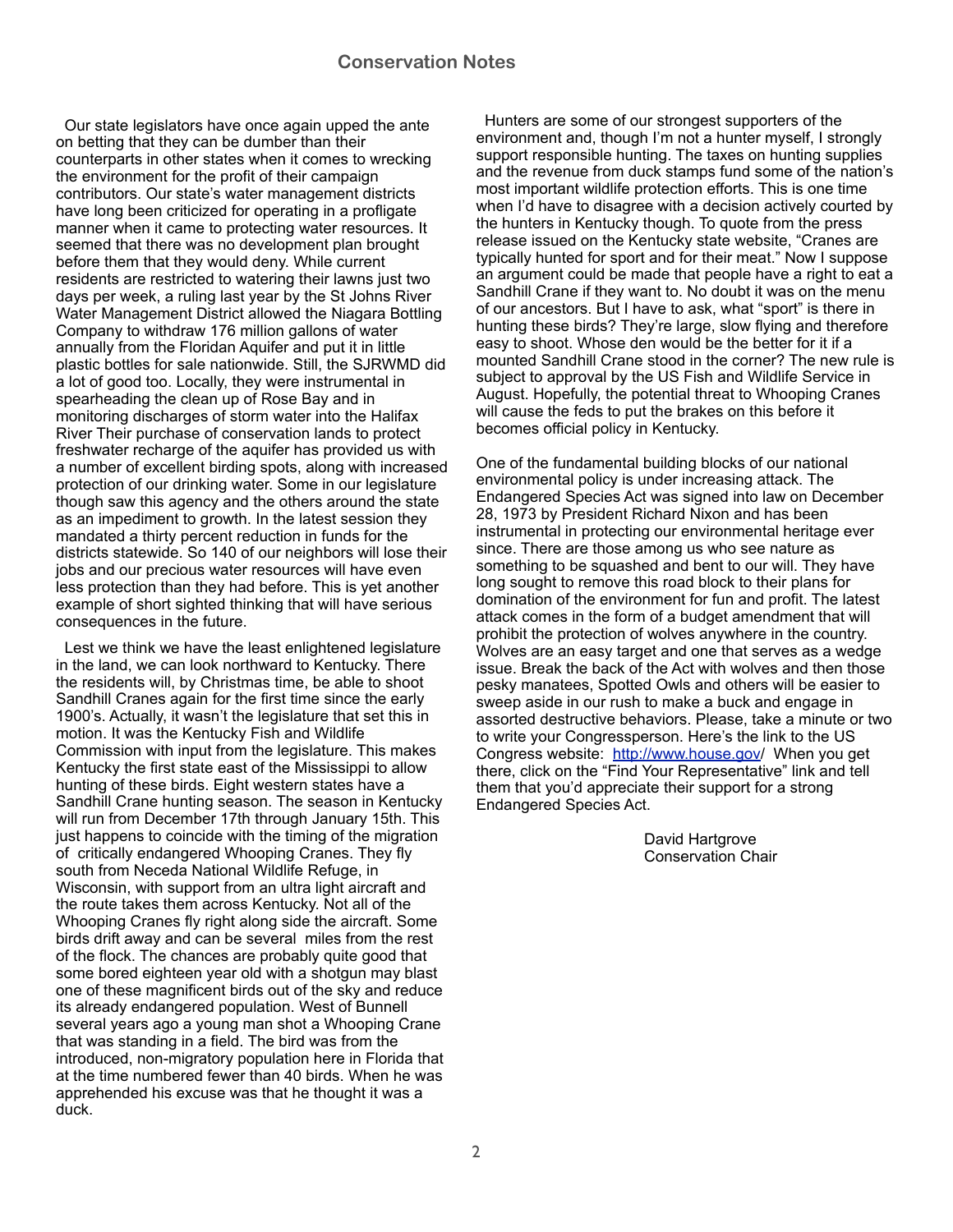## Conservation Notes

Our state legislators have once again upped the ante on betting that they can be dumber than their counterparts in other states when it comes to wrecking the environment for the profit of their campaign contributors. Our state's water management districts have long been criticized for operating in a profligate manner when it came to protecting water resources. It seemed that there was no development plan brought before them that they would deny. While current residents are restricted to watering their lawns just two days per week, a ruling last year by the St Johns River Water Management District allowed the Niagara Bottling Company to withdraw 176 million gallons of water annually from the Floridan Aquifer and put it in little plastic bottles for sale nationwide. Still, the SJRWMD did a lot of good too. Locally, they were instrumental in spearheading the clean up of Rose Bay and in monitoring discharges of storm water into the Halifax River Their purchase of conservation lands to protect freshwater recharge of the aquifer has provided us with a number of excellent birding spots, along with increased protection of our drinking water. Some in our legislature though saw this agency and the others around the state as an impediment to growth. In the latest session they mandated a thirty percent reduction in funds for the districts statewide. So 140 of our neighbors will lose their jobs and our precious water resources will have even less protection than they had before. This is yet another example of short sighted thinking that will have serious consequences in the future.

Lest we think we have the least enlightened legislature in the land, we can look northward to Kentucky. There the residents will, by Christmas time, be able to shoot Sandhill Cranes again for the first time since the early 1900's. Actually, it wasn't the legislature that set this in motion. It was the Kentucky Fish and Wildlife Commission with input from the legislature. This makes Kentucky the first state east of the Mississippi to allow hunting of these birds. Eight western states have a Sandhill Crane hunting season. The season in Kentucky will run from December 17th through January 15th. This just happens to coincide with the timing of the migration of critically endangered Whooping Cranes. They fly south from Neceda National Wildlife Refuge, in Wisconsin, with support from an ultra light aircraft and the route takes them across Kentucky. Not all of the Whooping Cranes fly right along side the aircraft. Some birds drift away and can be several miles from the rest of the flock. The chances are probably quite good that some bored eighteen year old with a shotgun may blast one of these magnificent birds out of the sky and reduce its already endangered population. West of Bunnell several years ago a young man shot a Whooping Crane that was standing in a field. The bird was from the introduced, non-migratory population here in Florida that at the time numbered fewer than 40 birds. When he was apprehended his excuse was that he thought it was a duck.

Hunters are some of our strongest supporters of the environment and, though I'm not a hunter myself, I strongly support responsible hunting. The taxes on hunting supplies and the revenue from duck stamps fund some of the nation's most important wildlife protection efforts. This is one time when I'd have to disagree with a decision actively courted by the hunters in Kentucky though. To quote from the press release issued on the Kentucky state website, "Cranes are typically hunted for sport and for their meat." Now I suppose an argument could be made that people have a right to eat a Sandhill Crane if they want to. No doubt it was on the menu of our ancestors. But I have to ask, what "sport" is there in hunting these birds? They're large, slow flying and therefore easy to shoot. Whose den would be the better for it if a mounted Sandhill Crane stood in the corner? The new rule is subject to approval by the US Fish and Wildlife Service in August. Hopefully, the potential threat to Whooping Cranes will cause the feds to put the brakes on this before it becomes official policy in Kentucky.

One of the fundamental building blocks of our national environmental policy is under increasing attack. The Endangered Species Act was signed into law on December 28, 1973 by President Richard Nixon and has been instrumental in protecting our environmental heritage ever since. There are those among us who see nature as something to be squashed and bent to our will. They have long sought to remove this road block to their plans for domination of the environment for fun and profit. The latest attack comes in the form of a budget amendment that will prohibit the protection of wolves anywhere in the country. Wolves are an easy target and one that serves as a wedge issue. Break the back of the Act with wolves and then those pesky manatees, Spotted Owls and others will be easier to sweep aside in our rush to make a buck and engage in assorted destructive behaviors. Please, take a minute or two to write your Congressperson. Here's the link to the US Congress website: [http://www.house.gov/](http://www.house.gov/) When you get there, click on the "Find Your Representative" link and tell them that you'd appreciate their support for a strong Endangered Species Act.

David Hartgrove
Conservation Chair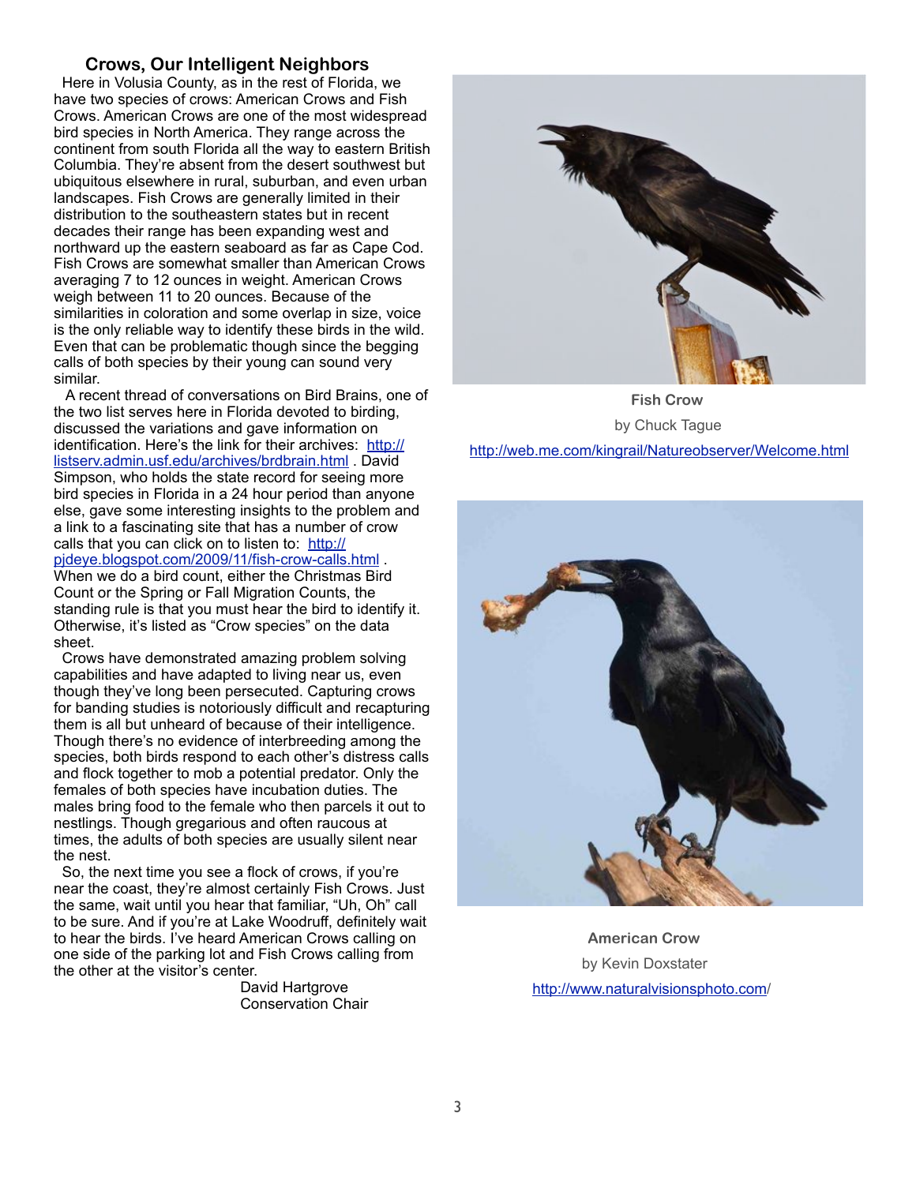## Crows, Our Intelligent Neighbors

Here in Volusia County, as in the rest of Florida, we have two species of crows: American Crows and Fish Crows. American Crows are one of the most widespread bird species in North America. They range across the continent from south Florida all the way to eastern British Columbia. They're absent from the desert southwest but ubiquitous elsewhere in rural, suburban, and even urban landscapes. Fish Crows are generally limited in their distribution to the southeastern states but in recent decades their range has been expanding west and northward up the eastern seaboard as far as Cape Cod. Fish Crows are somewhat smaller than American Crows averaging 7 to 12 ounces in weight. American Crows weigh between 11 to 20 ounces. Because of the similarities in coloration and some overlap in size, voice is the only reliable way to identify these birds in the wild. Even that can be problematic though since the begging calls of both species by their young can sound very similar.

A recent thread of conversations on Bird Brains, one of the two list serves here in Florida devoted to birding, discussed the variations and gave information on identification. Here's the link for their archives: http://listserv.admin.usf.edu/archives/brdbrain.html . David Simpson, who holds the state record for seeing more bird species in Florida in a 24 hour period than anyone else, gave some interesting insights to the problem and a link to a fascinating site that has a number of crow calls that you can click on to listen to: http://pjdeye.blogspot.com/2009/11/fish-crow-calls.html . When we do a bird count, either the Christmas Bird Count or the Spring or Fall Migration Counts, the standing rule is that you must hear the bird to identify it. Otherwise, it's listed as "Crow species" on the data sheet.

Crows have demonstrated amazing problem solving capabilities and have adapted to living near us, even though they've long been persecuted. Capturing crows for banding studies is notoriously difficult and recapturing them is all but unheard of because of their intelligence. Though there's no evidence of interbreeding among the species, both birds respond to each other's distress calls and flock together to mob a potential predator. Only the females of both species have incubation duties. The males bring food to the female who then parcels it out to nestlings. Though gregarious and often raucous at times, the adults of both species are usually silent near the nest.

So, the next time you see a flock of crows, if you're near the coast, they're almost certainly Fish Crows. Just the same, wait until you hear that familiar, "Uh, Oh" call to be sure. And if you're at Lake Woodruff, definitely wait to hear the birds. I've heard American Crows calling on one side of the parking lot and Fish Crows calling from the other at the visitor's center.

David Hartgrove
Conservation Chair

**Fish Crow**
by Chuck Tague
http://web.me.com/kingrail/Natureobserver/Welcome.html

**American Crow**
by Kevin Doxstater
http://www.naturalvisionsphoto.com/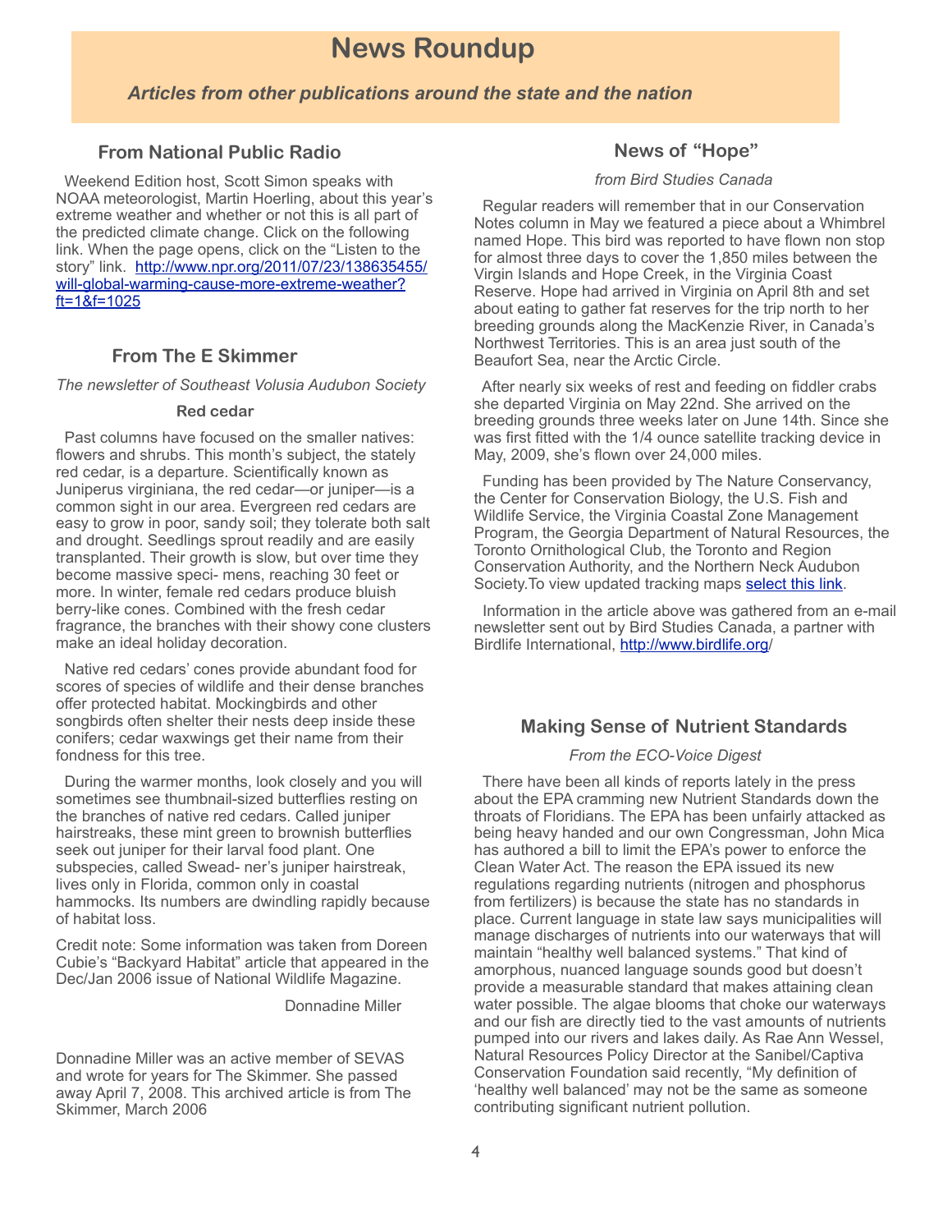# News Roundup

***Articles from other publications around the state and the nation***

## From National Public Radio

Weekend Edition host, Scott Simon speaks with NOAA meteorologist, Martin Hoerling, about this year's extreme weather and whether or not this is all part of the predicted climate change. Click on the following link. When the page opens, click on the "Listen to the story" link. [http://www.npr.org/2011/07/23/138635455/will-global-warming-cause-more-extreme-weather?ft=1&f=1025](http://www.npr.org/2011/07/23/138635455/will-global-warming-cause-more-extreme-weather?ft=1&f=1025)

## From The E Skimmer

*The newsletter of Southeast Volusia Audubon Society*

### Red cedar

Past columns have focused on the smaller natives: flowers and shrubs. This month's subject, the stately red cedar, is a departure. Scientifically known as Juniperus virginiana, the red cedar—or juniper—is a common sight in our area. Evergreen red cedars are easy to grow in poor, sandy soil; they tolerate both salt and drought. Seedlings sprout readily and are easily transplanted. Their growth is slow, but over time they become massive speci- mens, reaching 30 feet or more. In winter, female red cedars produce bluish berry-like cones. Combined with the fresh cedar fragrance, the branches with their showy cone clusters make an ideal holiday decoration.

Native red cedars' cones provide abundant food for scores of species of wildlife and their dense branches offer protected habitat. Mockingbirds and other songbirds often shelter their nests deep inside these conifers; cedar waxwings get their name from their fondness for this tree.

During the warmer months, look closely and you will sometimes see thumbnail-sized butterflies resting on the branches of native red cedars. Called juniper hairstreaks, these mint green to brownish butterflies seek out juniper for their larval food plant. One subspecies, called Swead- ner's juniper hairstreak, lives only in Florida, common only in coastal hammocks. Its numbers are dwindling rapidly because of habitat loss.

Credit note: Some information was taken from Doreen Cubie's "Backyard Habitat" article that appeared in the Dec/Jan 2006 issue of National Wildlife Magazine.

Donnadine Miller

Donnadine Miller was an active member of SEVAS and wrote for years for The Skimmer. She passed away April 7, 2008. This archived article is from The Skimmer, March 2006

## News of "Hope"

*from Bird Studies Canada*

Regular readers will remember that in our Conservation Notes column in May we featured a piece about a Whimbrel named Hope. This bird was reported to have flown non stop for almost three days to cover the 1,850 miles between the Virgin Islands and Hope Creek, in the Virginia Coast Reserve. Hope had arrived in Virginia on April 8th and set about eating to gather fat reserves for the trip north to her breeding grounds along the MacKenzie River, in Canada's Northwest Territories. This is an area just south of the Beaufort Sea, near the Arctic Circle.

After nearly six weeks of rest and feeding on fiddler crabs she departed Virginia on May 22nd. She arrived on the breeding grounds three weeks later on June 14th. Since she was first fitted with the 1/4 ounce satellite tracking device in May, 2009, she's flown over 24,000 miles.

Funding has been provided by The Nature Conservancy, the Center for Conservation Biology, the U.S. Fish and Wildlife Service, the Virginia Coastal Zone Management Program, the Georgia Department of Natural Resources, the Toronto Ornithological Club, the Toronto and Region Conservation Authority, and the Northern Neck Audubon Society.To view updated tracking maps select this link.

Information in the article above was gathered from an e-mail newsletter sent out by Bird Studies Canada, a partner with Birdlife International, [http://www.birdlife.org/](http://www.birdlife.org/)

## Making Sense of Nutrient Standards

*From the ECO-Voice Digest*

There have been all kinds of reports lately in the press about the EPA cramming new Nutrient Standards down the throats of Floridians. The EPA has been unfairly attacked as being heavy handed and our own Congressman, John Mica has authored a bill to limit the EPA's power to enforce the Clean Water Act. The reason the EPA issued its new regulations regarding nutrients (nitrogen and phosphorus from fertilizers) is because the state has no standards in place. Current language in state law says municipalities will manage discharges of nutrients into our waterways that will maintain "healthy well balanced systems." That kind of amorphous, nuanced language sounds good but doesn't provide a measurable standard that makes attaining clean water possible. The algae blooms that choke our waterways and our fish are directly tied to the vast amounts of nutrients pumped into our rivers and lakes daily. As Rae Ann Wessel, Natural Resources Policy Director at the Sanibel/Captiva Conservation Foundation said recently, "My definition of 'healthy well balanced' may not be the same as someone contributing significant nutrient pollution.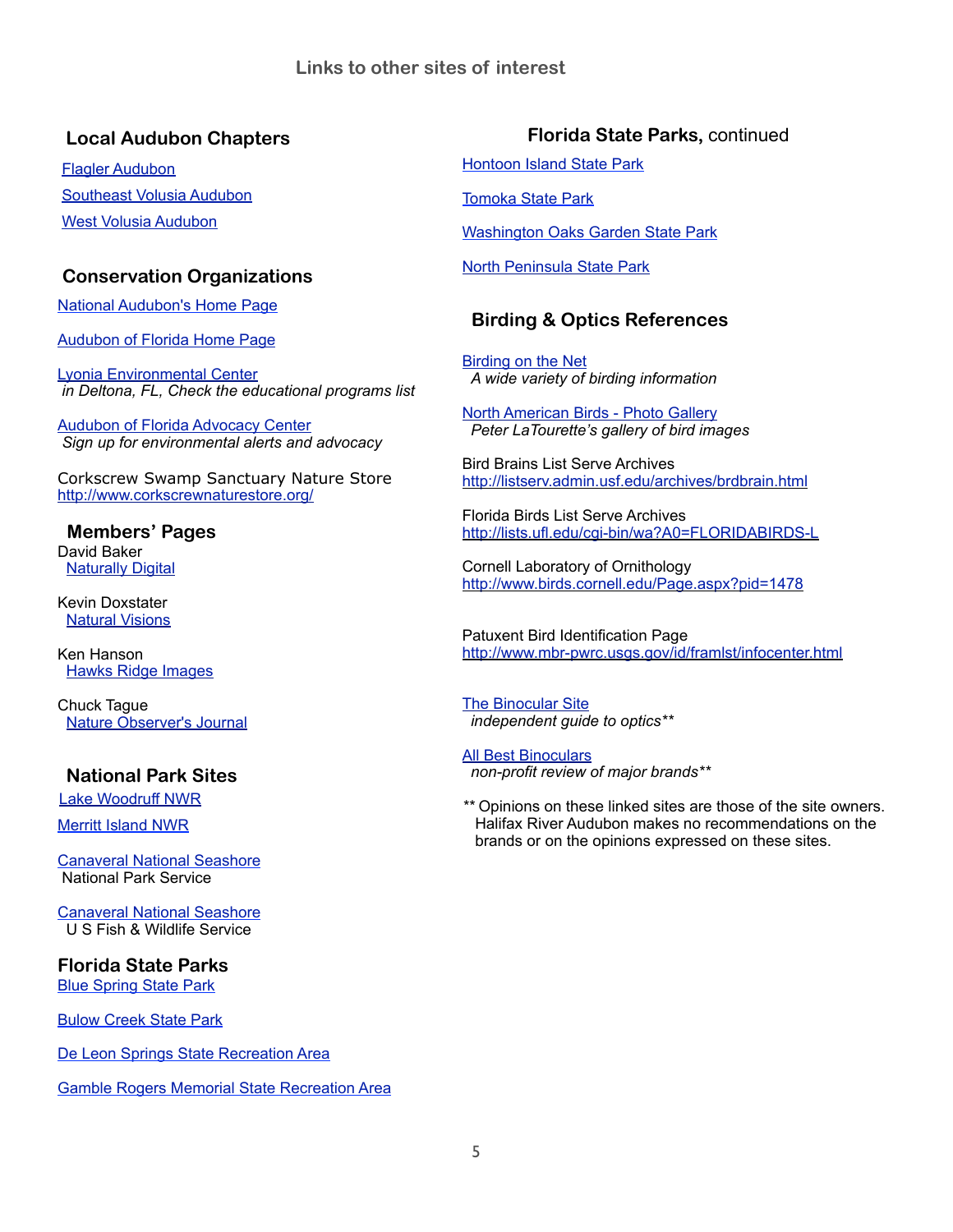## Links to other sites of interest

### Local Audubon Chapters

Flagler Audubon

Southeast Volusia Audubon

West Volusia Audubon

### Conservation Organizations

National Audubon's Home Page

Audubon of Florida Home Page

Lyonia Environmental Center
*in Deltona, FL, Check the educational programs list*

Audubon of Florida Advocacy Center
*Sign up for environmental alerts and advocacy*

Corkscrew Swamp Sanctuary Nature Store
http://www.corkscrewnaturestore.org/

### Members' Pages

David Baker
Naturally Digital

Kevin Doxstater
Natural Visions

Ken Hanson
Hawks Ridge Images

Chuck Tague
Nature Observer's Journal

### National Park Sites

Lake Woodruff NWR

Merritt Island NWR

Canaveral National Seashore
National Park Service

Canaveral National Seashore
U S Fish & Wildlife Service

### Florida State Parks

Blue Spring State Park

Bulow Creek State Park

De Leon Springs State Recreation Area

Gamble Rogers Memorial State Recreation Area

### Florida State Parks, continued

Hontoon Island State Park

Tomoka State Park

Washington Oaks Garden State Park

North Peninsula State Park

### Birding & Optics References

Birding on the Net
*A wide variety of birding information*

North American Birds - Photo Gallery
*Peter LaTourette's gallery of bird images*

Bird Brains List Serve Archives
http://listserv.admin.usf.edu/archives/brdbrain.html

Florida Birds List Serve Archives
http://lists.ufl.edu/cgi-bin/wa?A0=FLORIDABIRDS-L

Cornell Laboratory of Ornithology
http://www.birds.cornell.edu/Page.aspx?pid=1478

Patuxent Bird Identification Page
http://www.mbr-pwrc.usgs.gov/id/framlst/infocenter.html

The Binocular Site
*independent guide to optics***

All Best Binoculars
*non-profit review of major brands***

** Opinions on these linked sites are those of the site owners. Halifax River Audubon makes no recommendations on the brands or on the opinions expressed on these sites.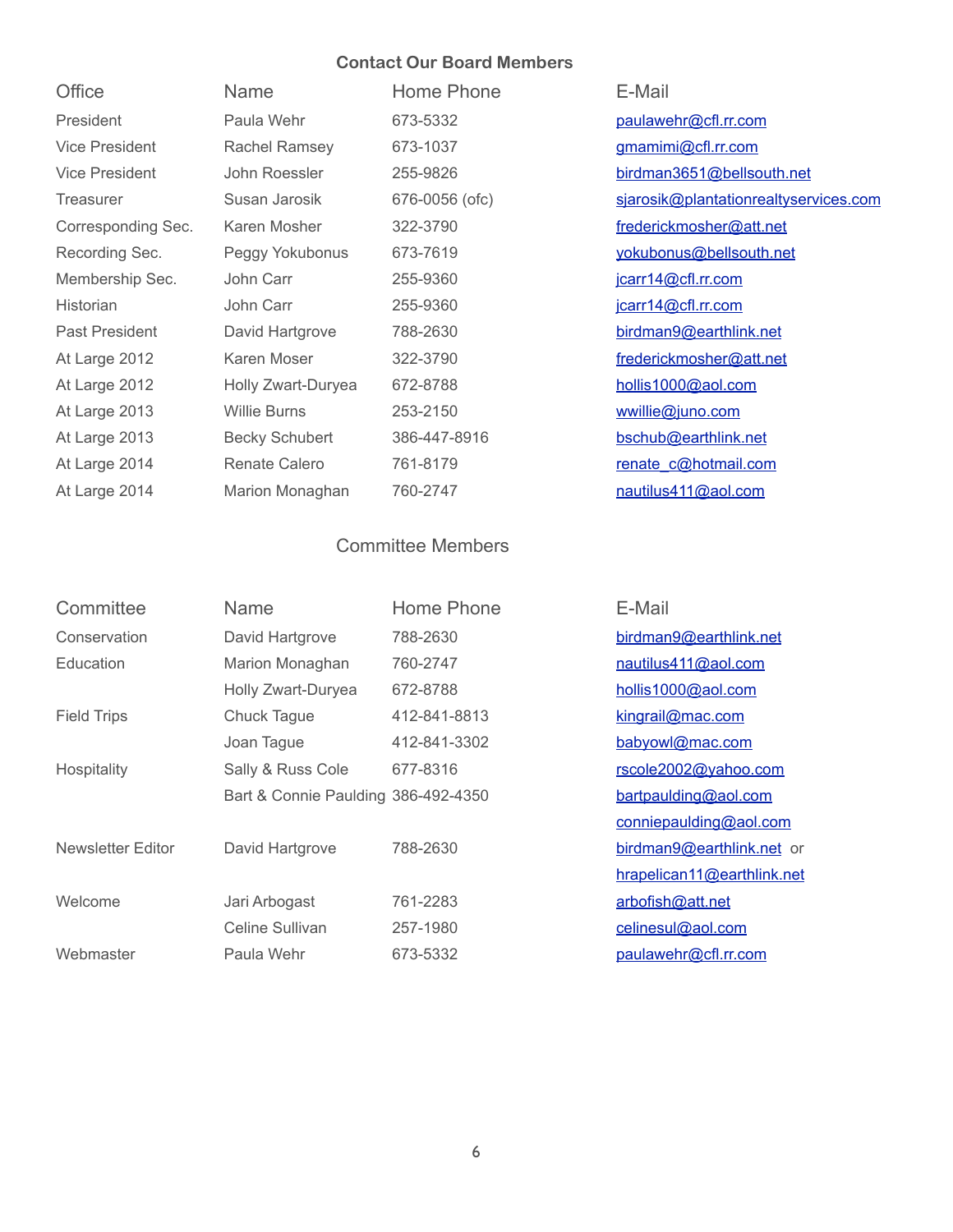## Contact Our Board Members

| Office | Name | Home Phone | E-Mail |
|---|---|---|---|
| President | Paula Wehr | 673-5332 | paulawehr@cfl.rr.com |
| Vice President | Rachel Ramsey | 673-1037 | gmamimi@cfl.rr.com |
| Vice President | John Roessler | 255-9826 | birdman3651@bellsouth.net |
| Treasurer | Susan Jarosik | 676-0056 (ofc) | sjarosik@plantationrealtyservices.com |
| Corresponding Sec. | Karen Mosher | 322-3790 | frederickmosher@att.net |
| Recording Sec. | Peggy Yokubonus | 673-7619 | yokubonus@bellsouth.net |
| Membership Sec. | John Carr | 255-9360 | jcarr14@cfl.rr.com |
| Historian | John Carr | 255-9360 | jcarr14@cfl.rr.com |
| Past President | David Hartgrove | 788-2630 | birdman9@earthlink.net |
| At Large 2012 | Karen Moser | 322-3790 | frederickmosher@att.net |
| At Large 2012 | Holly Zwart-Duryea | 672-8788 | hollis1000@aol.com |
| At Large 2013 | Willie Burns | 253-2150 | wwillie@juno.com |
| At Large 2013 | Becky Schubert | 386-447-8916 | bschub@earthlink.net |
| At Large 2014 | Renate Calero | 761-8179 | renate_c@hotmail.com |
| At Large 2014 | Marion Monaghan | 760-2747 | nautilus411@aol.com |

## Committee Members

| Committee | Name | Home Phone | E-Mail |
|---|---|---|---|
| Conservation | David Hartgrove | 788-2630 | birdman9@earthlink.net |
| Education | Marion Monaghan | 760-2747 | nautilus411@aol.com |
| | Holly Zwart-Duryea | 672-8788 | hollis1000@aol.com |
| Field Trips | Chuck Tague | 412-841-8813 | kingrail@mac.com |
| | Joan Tague | 412-841-3302 | babyowl@mac.com |
| Hospitality | Sally & Russ Cole | 677-8316 | rscole2002@yahoo.com |
| | Bart & Connie Paulding | 386-492-4350 | bartpaulding@aol.com |
| | | | conniepaulding@aol.com |
| Newsletter Editor | David Hartgrove | 788-2630 | birdman9@earthlink.net or |
| | | | hrapelican11@earthlink.net |
| Welcome | Jari Arbogast | 761-2283 | arbofish@att.net |
| | Celine Sullivan | 257-1980 | celinesul@aol.com |
| Webmaster | Paula Wehr | 673-5332 | paulawehr@cfl.rr.com |